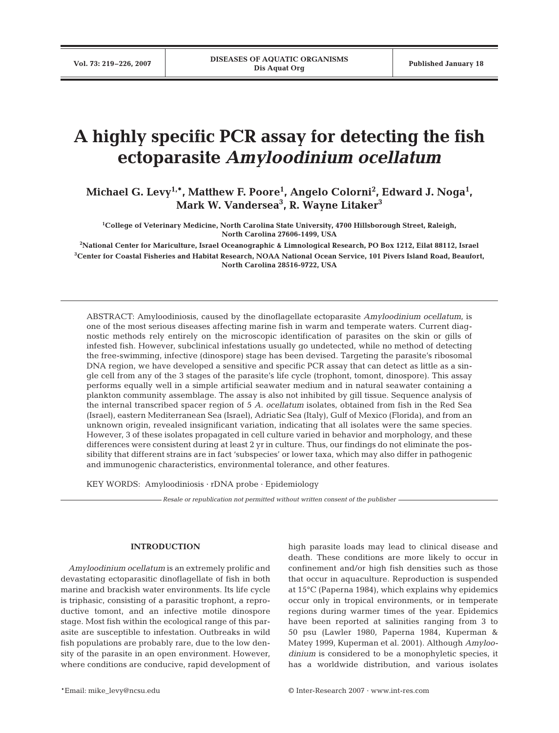# A highly specific PCR assay for detecting the fish ectoparasite *Amyloodinium ocellatum*

**Michael G. Levy[1,*], Matthew F. Poore[1], Angelo Colorni[2], Edward J. Noga[1], Mark W. Vandersea[3], R. Wayne Litaker[3]**

[1]College of Veterinary Medicine, North Carolina State University, 4700 Hillsborough Street, Raleigh, North Carolina 27606-1499, USA

[2]National Center for Mariculture, Israel Oceanographic & Limnological Research, PO Box 1212, Eilat 88112, Israel

[3]Center for Coastal Fisheries and Habitat Research, NOAA National Ocean Service, 101 Pivers Island Road, Beaufort, North Carolina 28516-9722, USA

ABSTRACT: Amyloodiniosis, caused by the dinoflagellate ectoparasite *Amyloodinium ocellatum*, is one of the most serious diseases affecting marine fish in warm and temperate waters. Current diagnostic methods rely entirely on the microscopic identification of parasites on the skin or gills of infested fish. However, subclinical infestations usually go undetected, while no method of detecting the free-swimming, infective (dinospore) stage has been devised. Targeting the parasite's ribosomal DNA region, we have developed a sensitive and specific PCR assay that can detect as little as a single cell from any of the 3 stages of the parasite's life cycle (trophont, tomont, dinospore). This assay performs equally well in a simple artificial seawater medium and in natural seawater containing a plankton community assemblage. The assay is also not inhibited by gill tissue. Sequence analysis of the internal transcribed spacer region of 5 *A. ocellatum* isolates, obtained from fish in the Red Sea (Israel), eastern Mediterranean Sea (Israel), Adriatic Sea (Italy), Gulf of Mexico (Florida), and from an unknown origin, revealed insignificant variation, indicating that all isolates were the same species. However, 3 of these isolates propagated in cell culture varied in behavior and morphology, and these differences were consistent during at least 2 yr in culture. Thus, our findings do not eliminate the possibility that different strains are in fact 'subspecies' or lower taxa, which may also differ in pathogenic and immunogenic characteristics, environmental tolerance, and other features.

KEY WORDS: Amyloodiniosis · rDNA probe · Epidemiology

*Resale or republication not permitted without written consent of the publisher*

## INTRODUCTION

*Amyloodinium ocellatum* is an extremely prolific and devastating ectoparasitic dinoflagellate of fish in both marine and brackish water environments. Its life cycle is triphasic, consisting of a parasitic trophont, a reproductive tomont, and an infective motile dinospore stage. Most fish within the ecological range of this parasite are susceptible to infestation. Outbreaks in wild fish populations are probably rare, due to the low density of the parasite in an open environment. However, where conditions are conducive, rapid development of high parasite loads may lead to clinical disease and death. These conditions are more likely to occur in confinement and/or high fish densities such as those that occur in aquaculture. Reproduction is suspended at 15°C (Paperna 1984), which explains why epidemics occur only in tropical environments, or in temperate regions during warmer times of the year. Epidemics have been reported at salinities ranging from 3 to 50 psu (Lawler 1980, Paperna 1984, Kuperman & Matey 1999, Kuperman et al. 2001). Although *Amyloodinium* is considered to be a monophyletic species, it has a worldwide distribution, and various isolates

*Email: mike_levy@ncsu.edu

© Inter-Research 2007 · www.int-res.com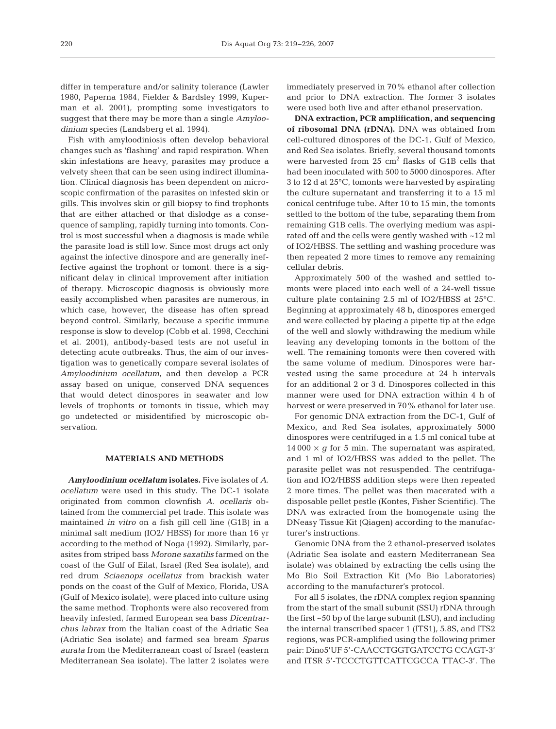differ in temperature and/or salinity tolerance (Lawler 1980, Paperna 1984, Fielder & Bardsley 1999, Kuperman et al. 2001), prompting some investigators to suggest that there may be more than a single *Amyloodinium* species (Landsberg et al. 1994).

Fish with amyloodiniosis often develop behavioral changes such as 'flashing' and rapid respiration. When skin infestations are heavy, parasites may produce a velvety sheen that can be seen using indirect illumination. Clinical diagnosis has been dependent on microscopic confirmation of the parasites on infested skin or gills. This involves skin or gill biopsy to find trophonts that are either attached or that dislodge as a consequence of sampling, rapidly turning into tomonts. Control is most successful when a diagnosis is made while the parasite load is still low. Since most drugs act only against the infective dinospore and are generally ineffective against the trophont or tomont, there is a significant delay in clinical improvement after initiation of therapy. Microscopic diagnosis is obviously more easily accomplished when parasites are numerous, in which case, however, the disease has often spread beyond control. Similarly, because a specific immune response is slow to develop (Cobb et al. 1998, Cecchini et al. 2001), antibody-based tests are not useful in detecting acute outbreaks. Thus, the aim of our investigation was to genetically compare several isolates of *Amyloodinium ocellatum*, and then develop a PCR assay based on unique, conserved DNA sequences that would detect dinospores in seawater and low levels of trophonts or tomonts in tissue, which may go undetected or misidentified by microscopic observation.

## MATERIALS AND METHODS

***Amyloodinium ocellatum* isolates.** Five isolates of *A. ocellatum* were used in this study. The DC-1 isolate originated from common clownfish *A. ocellaris* obtained from the commercial pet trade. This isolate was maintained *in vitro* on a fish gill cell line (G1B) in a minimal salt medium (IO2/ HBSS) for more than 16 yr according to the method of Noga (1992). Similarly, parasites from striped bass *Morone saxatilis* farmed on the coast of the Gulf of Eilat, Israel (Red Sea isolate), and red drum *Sciaenops ocellatus* from brackish water ponds on the coast of the Gulf of Mexico, Florida, USA (Gulf of Mexico isolate), were placed into culture using the same method. Trophonts were also recovered from heavily infested, farmed European sea bass *Dicentrarchus labrax* from the Italian coast of the Adriatic Sea (Adriatic Sea isolate) and farmed sea bream *Sparus aurata* from the Mediterranean coast of Israel (eastern Mediterranean Sea isolate). The latter 2 isolates were immediately preserved in 70% ethanol after collection and prior to DNA extraction. The former 3 isolates were used both live and after ethanol preservation.

**DNA extraction, PCR amplification, and sequencing of ribosomal DNA (rDNA).** DNA was obtained from cell-cultured dinospores of the DC-1, Gulf of Mexico, and Red Sea isolates. Briefly, several thousand tomonts were harvested from 25 cm$^2$ flasks of G1B cells that had been inoculated with 500 to 5000 dinospores. After 3 to 12 d at 25°C, tomonts were harvested by aspirating the culture supernatant and transferring it to a 15 ml conical centrifuge tube. After 10 to 15 min, the tomonts settled to the bottom of the tube, separating them from remaining G1B cells. The overlying medium was aspirated off and the cells were gently washed with ~12 ml of IO2/HBSS. The settling and washing procedure was then repeated 2 more times to remove any remaining cellular debris.

Approximately 500 of the washed and settled tomonts were placed into each well of a 24-well tissue culture plate containing 2.5 ml of IO2/HBSS at 25°C. Beginning at approximately 48 h, dinospores emerged and were collected by placing a pipette tip at the edge of the well and slowly withdrawing the medium while leaving any developing tomonts in the bottom of the well. The remaining tomonts were then covered with the same volume of medium. Dinospores were harvested using the same procedure at 24 h intervals for an additional 2 or 3 d. Dinospores collected in this manner were used for DNA extraction within 4 h of harvest or were preserved in 70% ethanol for later use.

For genomic DNA extraction from the DC-1, Gulf of Mexico, and Red Sea isolates, approximately 5000 dinospores were centrifuged in a 1.5 ml conical tube at $14\,000 \times g$ for 5 min. The supernatant was aspirated, and 1 ml of IO2/HBSS was added to the pellet. The parasite pellet was not resuspended. The centrifugation and IO2/HBSS addition steps were then repeated 2 more times. The pellet was then macerated with a disposable pellet pestle (Kontes, Fisher Scientific). The DNA was extracted from the homogenate using the DNeasy Tissue Kit (Qiagen) according to the manufacturer's instructions.

Genomic DNA from the 2 ethanol-preserved isolates (Adriatic Sea isolate and eastern Mediterranean Sea isolate) was obtained by extracting the cells using the Mo Bio Soil Extraction Kit (Mo Bio Laboratories) according to the manufacturer's protocol.

For all 5 isolates, the rDNA complex region spanning from the start of the small subunit (SSU) rDNA through the first ~50 bp of the large subunit (LSU), and including the internal transcribed spacer 1 (ITS1), 5.8S, and ITS2 regions, was PCR-amplified using the following primer pair: Dino5'UF 5'-CAACCTGGTGATCCTG CCAGT-3' and ITSR 5'-TCCCTGTTCATTCGCCA TTAC-3'. The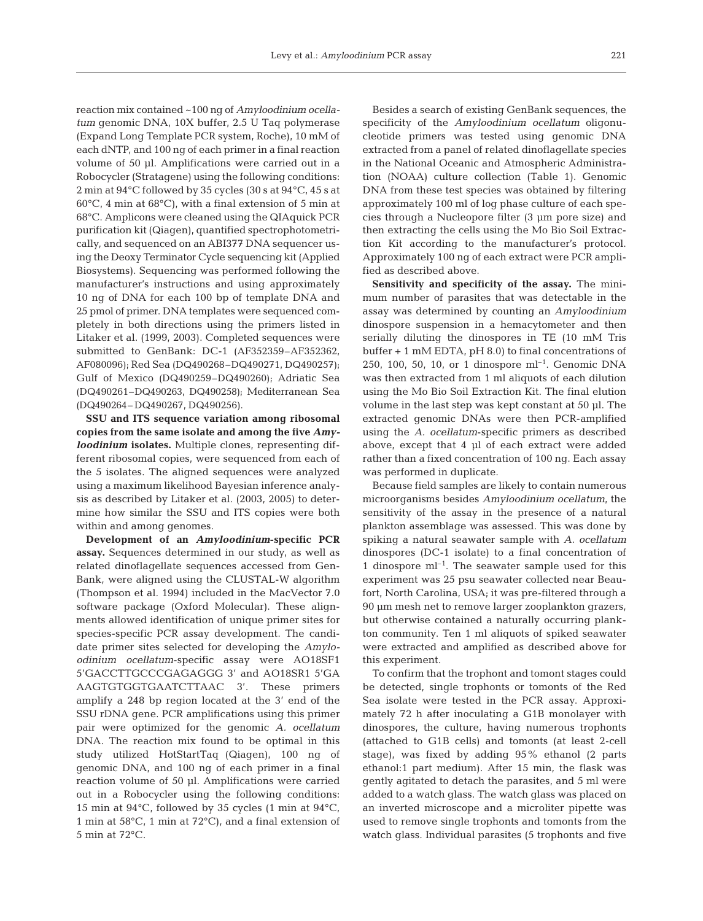reaction mix contained ~100 ng of *Amyloodinium ocellatum* genomic DNA, 10X buffer, 2.5 U Taq polymerase (Expand Long Template PCR system, Roche), 10 mM of each dNTP, and 100 ng of each primer in a final reaction volume of 50 µl. Amplifications were carried out in a Robocycler (Stratagene) using the following conditions: 2 min at 94°C followed by 35 cycles (30 s at 94°C, 45 s at 60°C, 4 min at 68°C), with a final extension of 5 min at 68°C. Amplicons were cleaned using the QIAquick PCR purification kit (Qiagen), quantified spectrophotometrically, and sequenced on an ABI377 DNA sequencer using the Deoxy Terminator Cycle sequencing kit (Applied Biosystems). Sequencing was performed following the manufacturer's instructions and using approximately 10 ng of DNA for each 100 bp of template DNA and 25 pmol of primer. DNA templates were sequenced completely in both directions using the primers listed in Litaker et al. (1999, 2003). Completed sequences were submitted to GenBank: DC-1 (AF352359–AF352362, AF080096); Red Sea (DQ490268–DQ490271, DQ490257); Gulf of Mexico (DQ490259–DQ490260); Adriatic Sea (DQ490261–DQ490263, DQ490258); Mediterranean Sea (DQ490264–DQ490267, DQ490256).

**SSU and ITS sequence variation among ribosomal copies from the same isolate and among the five *Amyloodinium* isolates.** Multiple clones, representing different ribosomal copies, were sequenced from each of the 5 isolates. The aligned sequences were analyzed using a maximum likelihood Bayesian inference analysis as described by Litaker et al. (2003, 2005) to determine how similar the SSU and ITS copies were both within and among genomes.

**Development of an *Amyloodinium*-specific PCR assay.** Sequences determined in our study, as well as related dinoflagellate sequences accessed from GenBank, were aligned using the CLUSTAL-W algorithm (Thompson et al. 1994) included in the MacVector 7.0 software package (Oxford Molecular). These alignments allowed identification of unique primer sites for species-specific PCR assay development. The candidate primer sites selected for developing the *Amyloodinium ocellatum*-specific assay were AO18SF1 5'GACCTTGCCCGAGAGGG 3' and AO18SR1 5'GA AAGTGTGGTGAATCTTAAC 3'. These primers amplify a 248 bp region located at the 3' end of the SSU rDNA gene. PCR amplifications using this primer pair were optimized for the genomic *A. ocellatum* DNA. The reaction mix found to be optimal in this study utilized HotStartTaq (Qiagen), 100 ng of genomic DNA, and 100 ng of each primer in a final reaction volume of 50 µl. Amplifications were carried out in a Robocycler using the following conditions: 15 min at 94°C, followed by 35 cycles (1 min at 94°C, 1 min at 58°C, 1 min at 72°C), and a final extension of 5 min at 72°C.

Besides a search of existing GenBank sequences, the specificity of the *Amyloodinium ocellatum* oligonucleotide primers was tested using genomic DNA extracted from a panel of related dinoflagellate species in the National Oceanic and Atmospheric Administration (NOAA) culture collection (Table 1). Genomic DNA from these test species was obtained by filtering approximately 100 ml of log phase culture of each species through a Nucleopore filter (3 µm pore size) and then extracting the cells using the Mo Bio Soil Extraction Kit according to the manufacturer's protocol. Approximately 100 ng of each extract were PCR amplified as described above.

**Sensitivity and specificity of the assay.** The minimum number of parasites that was detectable in the assay was determined by counting an *Amyloodinium* dinospore suspension in a hemacytometer and then serially diluting the dinospores in TE (10 mM Tris buffer + 1 mM EDTA, pH 8.0) to final concentrations of 250, 100, 50, 10, or 1 dinospore ml$^{-1}$. Genomic DNA was then extracted from 1 ml aliquots of each dilution using the Mo Bio Soil Extraction Kit. The final elution volume in the last step was kept constant at 50 µl. The extracted genomic DNAs were then PCR-amplified using the *A. ocellatum*-specific primers as described above, except that 4 µl of each extract were added rather than a fixed concentration of 100 ng. Each assay was performed in duplicate.

Because field samples are likely to contain numerous microorganisms besides *Amyloodinium ocellatum*, the sensitivity of the assay in the presence of a natural plankton assemblage was assessed. This was done by spiking a natural seawater sample with *A. ocellatum* dinospores (DC-1 isolate) to a final concentration of 1 dinospore ml$^{-1}$. The seawater sample used for this experiment was 25 psu seawater collected near Beaufort, North Carolina, USA; it was pre-filtered through a 90 µm mesh net to remove larger zooplankton grazers, but otherwise contained a naturally occurring plankton community. Ten 1 ml aliquots of spiked seawater were extracted and amplified as described above for this experiment.

To confirm that the trophont and tomont stages could be detected, single trophonts or tomonts of the Red Sea isolate were tested in the PCR assay. Approximately 72 h after inoculating a G1B monolayer with dinospores, the culture, having numerous trophonts (attached to G1B cells) and tomonts (at least 2-cell stage), was fixed by adding 95% ethanol (2 parts ethanol:1 part medium). After 15 min, the flask was gently agitated to detach the parasites, and 5 ml were added to a watch glass. The watch glass was placed on an inverted microscope and a microliter pipette was used to remove single trophonts and tomonts from the watch glass. Individual parasites (5 trophonts and five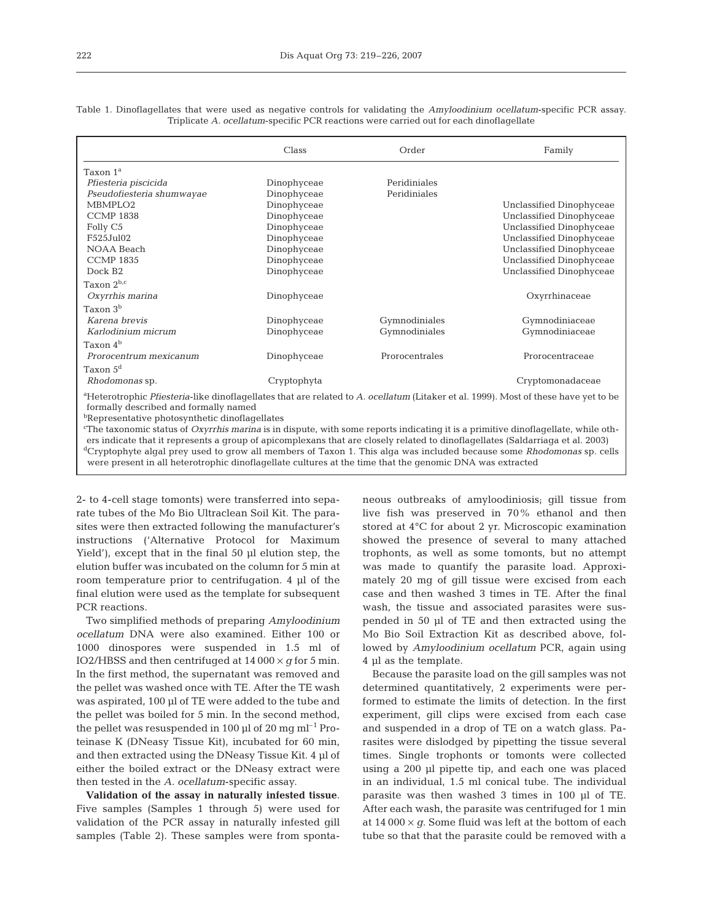Table 1. Dinoflagellates that were used as negative controls for validating the *Amyloodinium ocellatum*-specific PCR assay. Triplicate *A. ocellatum*-specific PCR reactions were carried out for each dinoflagellate

| | Class | Order | Family |
|---|---|---|---|
| Taxon 1[a] | | | |
| *Pfiesteria piscicida* | Dinophyceae | Peridiniales | |
| *Pseudofiesteria shumwayae* | Dinophyceae | Peridiniales | |
| MBMPLO2 | Dinophyceae | | Unclassified Dinophyceae |
| CCMP 1838 | Dinophyceae | | Unclassified Dinophyceae |
| Folly C5 | Dinophyceae | | Unclassified Dinophyceae |
| F525Jul02 | Dinophyceae | | Unclassified Dinophyceae |
| NOAA Beach | Dinophyceae | | Unclassified Dinophyceae |
| CCMP 1835 | Dinophyceae | | Unclassified Dinophyceae |
| Dock B2 | Dinophyceae | | Unclassified Dinophyceae |
| Taxon 2[b,c] | | | |
| *Oxyrrhis marina* | Dinophyceae | | Oxyrrhinaceae |
| Taxon 3[b] | | | |
| *Karena brevis* | Dinophyceae | Gymnodiniales | Gymnodiniaceae |
| *Karlodinium micrum* | Dinophyceae | Gymnodiniales | Gymnodiniaceae |
| Taxon 4[b] | | | |
| *Prorocentrum mexicanum* | Dinophyceae | Prorocentrales | Prorocentraceae |
| Taxon 5[d] | | | |
| *Rhodomonas* sp. | Cryptophyta | | Cryptomonadaceae |

[a]Heterotrophic *Pfiesteria*-like dinoflagellates that are related to *A. ocellatum* (Litaker et al. 1999). Most of these have yet to be formally described and formally named
[b]Representative photosynthetic dinoflagellates
[c]The taxonomic status of *Oxyrrhis marina* is in dispute, with some reports indicating it is a primitive dinoflagellate, while others indicate that it represents a group of apicomplexans that are closely related to dinoflagellates (Saldarriaga et al. 2003)
[d]Cryptophyte algal prey used to grow all members of Taxon 1. This alga was included because some *Rhodomonas* sp. cells were present in all heterotrophic dinoflagellate cultures at the time that the genomic DNA was extracted

2- to 4-cell stage tomonts) were transferred into separate tubes of the Mo Bio Ultraclean Soil Kit. The parasites were then extracted following the manufacturer's instructions ('Alternative Protocol for Maximum Yield'), except that in the final 50 µl elution step, the elution buffer was incubated on the column for 5 min at room temperature prior to centrifugation. 4 µl of the final elution were used as the template for subsequent PCR reactions.

Two simplified methods of preparing *Amyloodinium ocellatum* DNA were also examined. Either 100 or 1000 dinospores were suspended in 1.5 ml of IO2/HBSS and then centrifuged at $14\,000 \times g$ for 5 min. In the first method, the supernatant was removed and the pellet was washed once with TE. After the TE wash was aspirated, 100 µl of TE were added to the tube and the pellet was boiled for 5 min. In the second method, the pellet was resuspended in 100 µl of 20 mg ml$^{-1}$ Proteinase K (DNeasy Tissue Kit), incubated for 60 min, and then extracted using the DNeasy Tissue Kit. 4 µl of either the boiled extract or the DNeasy extract were then tested in the *A. ocellatum*-specific assay.

**Validation of the assay in naturally infested tissue**. Five samples (Samples 1 through 5) were used for validation of the PCR assay in naturally infested gill samples (Table 2). These samples were from spontaneous outbreaks of amyloodiniosis; gill tissue from live fish was preserved in 70% ethanol and then stored at 4°C for about 2 yr. Microscopic examination showed the presence of several to many attached trophonts, as well as some tomonts, but no attempt was made to quantify the parasite load. Approximately 20 mg of gill tissue were excised from each case and then washed 3 times in TE. After the final wash, the tissue and associated parasites were suspended in 50 µl of TE and then extracted using the Mo Bio Soil Extraction Kit as described above, followed by *Amyloodinium ocellatum* PCR, again using 4 µl as the template.

Because the parasite load on the gill samples was not determined quantitatively, 2 experiments were performed to estimate the limits of detection. In the first experiment, gill clips were excised from each case and suspended in a drop of TE on a watch glass. Parasites were dislodged by pipetting the tissue several times. Single trophonts or tomonts were collected using a 200 µl pipette tip, and each one was placed in an individual, 1.5 ml conical tube. The individual parasite was then washed 3 times in 100 µl of TE. After each wash, the parasite was centrifuged for 1 min at $14\,000 \times g$. Some fluid was left at the bottom of each tube so that that the parasite could be removed with a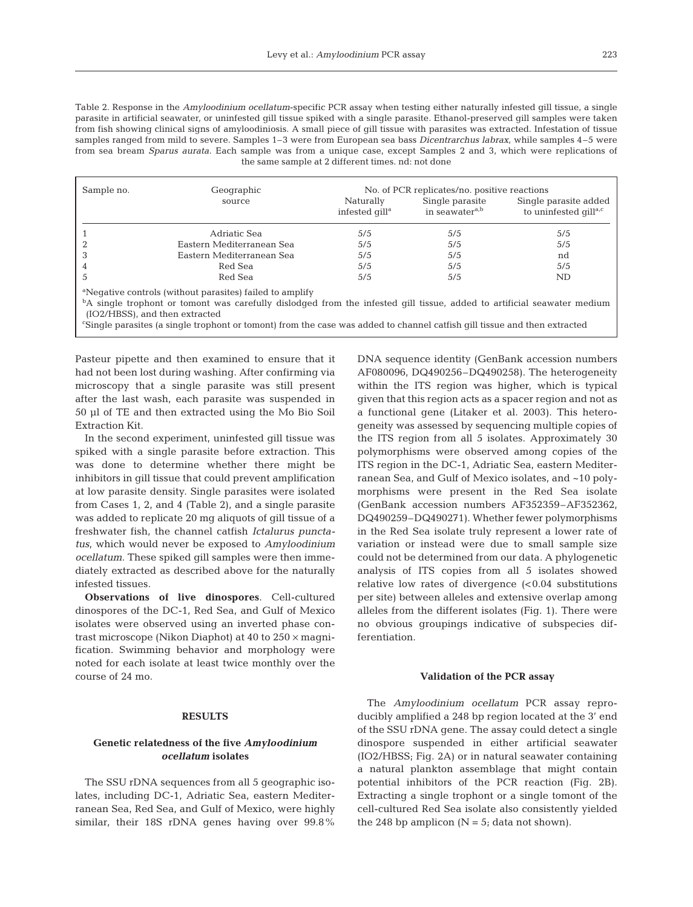Table 2. Response in the *Amyloodinium ocellatum*-specific PCR assay when testing either naturally infested gill tissue, a single parasite in artificial seawater, or uninfested gill tissue spiked with a single parasite. Ethanol-preserved gill samples were taken from fish showing clinical signs of amyloodiniosis. A small piece of gill tissue with parasites was extracted. Infestation of tissue samples ranged from mild to severe. Samples 1–3 were from European sea bass *Dicentrarchus labrax*, while samples 4–5 were from sea bream *Sparus aurata*. Each sample was from a unique case, except Samples 2 and 3, which were replications of the same sample at 2 different times. nd: not done

| Sample no. | Geographic source | No. of PCR replicates/no. positive reactions | | |
|---|---|---|---|---|
| | | Naturally infested gill[a] | Single parasite in seawater[a,b] | Single parasite added to uninfested gill[a,c] |
| 1 | Adriatic Sea | 5/5 | 5/5 | 5/5 |
| 2 | Eastern Mediterranean Sea | 5/5 | 5/5 | 5/5 |
| 3 | Eastern Mediterranean Sea | 5/5 | 5/5 | nd |
| 4 | Red Sea | 5/5 | 5/5 | 5/5 |
| 5 | Red Sea | 5/5 | 5/5 | ND |

[a]Negative controls (without parasites) failed to amplify
[b]A single trophont or tomont was carefully dislodged from the infested gill tissue, added to artificial seawater medium (IO2/HBSS), and then extracted
[c]Single parasites (a single trophont or tomont) from the case was added to channel catfish gill tissue and then extracted

Pasteur pipette and then examined to ensure that it had not been lost during washing. After confirming via microscopy that a single parasite was still present after the last wash, each parasite was suspended in 50 µl of TE and then extracted using the Mo Bio Soil Extraction Kit.

In the second experiment, uninfested gill tissue was spiked with a single parasite before extraction. This was done to determine whether there might be inhibitors in gill tissue that could prevent amplification at low parasite density. Single parasites were isolated from Cases 1, 2, and 4 (Table 2), and a single parasite was added to replicate 20 mg aliquots of gill tissue of a freshwater fish, the channel catfish *Ictalurus punctatus*, which would never be exposed to *Amyloodinium ocellatum*. These spiked gill samples were then immediately extracted as described above for the naturally infested tissues.

**Observations of live dinospores**. Cell-cultured dinospores of the DC-1, Red Sea, and Gulf of Mexico isolates were observed using an inverted phase contrast microscope (Nikon Diaphot) at 40 to 250 × magnification. Swimming behavior and morphology were noted for each isolate at least twice monthly over the course of 24 mo.

## RESULTS

### Genetic relatedness of the five *Amyloodinium ocellatum* isolates

The SSU rDNA sequences from all 5 geographic isolates, including DC-1, Adriatic Sea, eastern Mediterranean Sea, Red Sea, and Gulf of Mexico, were highly similar, their 18S rDNA genes having over 99.8% DNA sequence identity (GenBank accession numbers AF080096, DQ490256–DQ490258). The heterogeneity within the ITS region was higher, which is typical given that this region acts as a spacer region and not as a functional gene (Litaker et al. 2003). This heterogeneity was assessed by sequencing multiple copies of the ITS region from all 5 isolates. Approximately 30 polymorphisms were observed among copies of the ITS region in the DC-1, Adriatic Sea, eastern Mediterranean Sea, and Gulf of Mexico isolates, and ~10 polymorphisms were present in the Red Sea isolate (GenBank accession numbers AF352359–AF352362, DQ490259–DQ490271). Whether fewer polymorphisms in the Red Sea isolate truly represent a lower rate of variation or instead were due to small sample size could not be determined from our data. A phylogenetic analysis of ITS copies from all 5 isolates showed relative low rates of divergence (<0.04 substitutions per site) between alleles and extensive overlap among alleles from the different isolates (Fig. 1). There were no obvious groupings indicative of subspecies differentiation.

### Validation of the PCR assay

The *Amyloodinium ocellatum* PCR assay reproducibly amplified a 248 bp region located at the 3' end of the SSU rDNA gene. The assay could detect a single dinospore suspended in either artificial seawater (IO2/HBSS; Fig. 2A) or in natural seawater containing a natural plankton assemblage that might contain potential inhibitors of the PCR reaction (Fig. 2B). Extracting a single trophont or a single tomont of the cell-cultured Red Sea isolate also consistently yielded the 248 bp amplicon (N = 5; data not shown).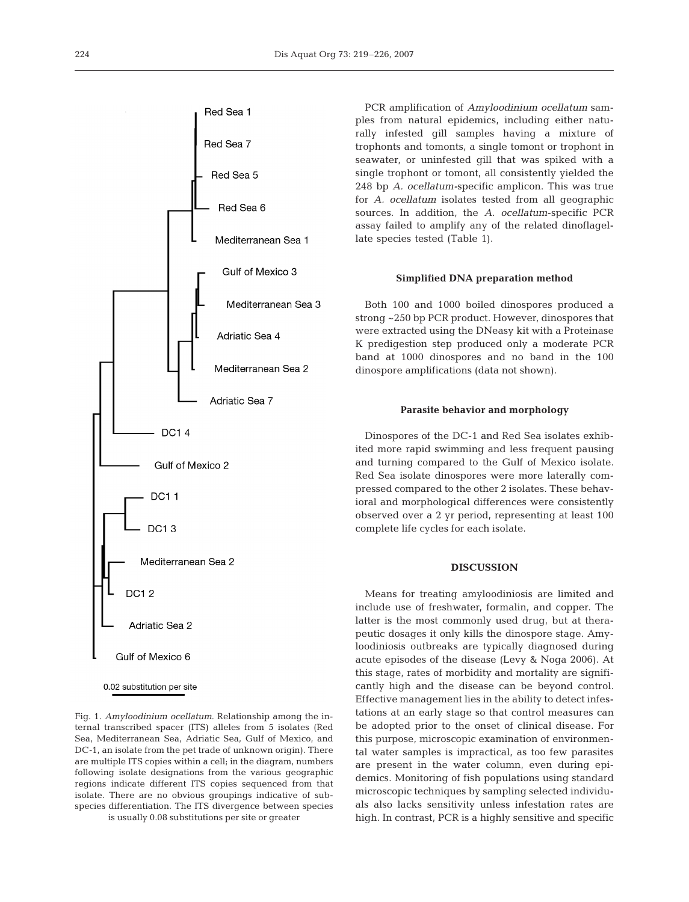PCR amplification of *Amyloodinium ocellatum* samples from natural epidemics, including either naturally infested gill samples having a mixture of trophonts and tomonts, a single tomont or trophont in seawater, or uninfested gill that was spiked with a single trophont or tomont, all consistently yielded the 248 bp *A. ocellatum*-specific amplicon. This was true for *A. ocellatum* isolates tested from all geographic sources. In addition, the *A. ocellatum*-specific PCR assay failed to amplify any of the related dinoflagellate species tested (Table 1).

Fig. 1. *Amyloodinium ocellatum*. Relationship among the internal transcribed spacer (ITS) alleles from 5 isolates (Red Sea, Mediterranean Sea, Adriatic Sea, Gulf of Mexico, and DC-1, an isolate from the pet trade of unknown origin). There are multiple ITS copies within a cell; in the diagram, numbers following isolate designations from the various geographic regions indicate different ITS copies sequenced from that isolate. There are no obvious groupings indicative of subspecies differentiation. The ITS divergence between species is usually 0.08 substitutions per site or greater

### Simplified DNA preparation method

Both 100 and 1000 boiled dinospores produced a strong ~250 bp PCR product. However, dinospores that were extracted using the DNeasy kit with a Proteinase K predigestion step produced only a moderate PCR band at 1000 dinospores and no band in the 100 dinospore amplifications (data not shown).

### Parasite behavior and morphology

Dinospores of the DC-1 and Red Sea isolates exhibited more rapid swimming and less frequent pausing and turning compared to the Gulf of Mexico isolate. Red Sea isolate dinospores were more laterally compressed compared to the other 2 isolates. These behavioral and morphological differences were consistently observed over a 2 yr period, representing at least 100 complete life cycles for each isolate.

## DISCUSSION

Means for treating amyloodiniosis are limited and include use of freshwater, formalin, and copper. The latter is the most commonly used drug, but at therapeutic dosages it only kills the dinospore stage. Amyloodiniosis outbreaks are typically diagnosed during acute episodes of the disease (Levy & Noga 2006). At this stage, rates of morbidity and mortality are significantly high and the disease can be beyond control. Effective management lies in the ability to detect infestations at an early stage so that control measures can be adopted prior to the onset of clinical disease. For this purpose, microscopic examination of environmental water samples is impractical, as too few parasites are present in the water column, even during epidemics. Monitoring of fish populations using standard microscopic techniques by sampling selected individuals also lacks sensitivity unless infestation rates are high. In contrast, PCR is a highly sensitive and specific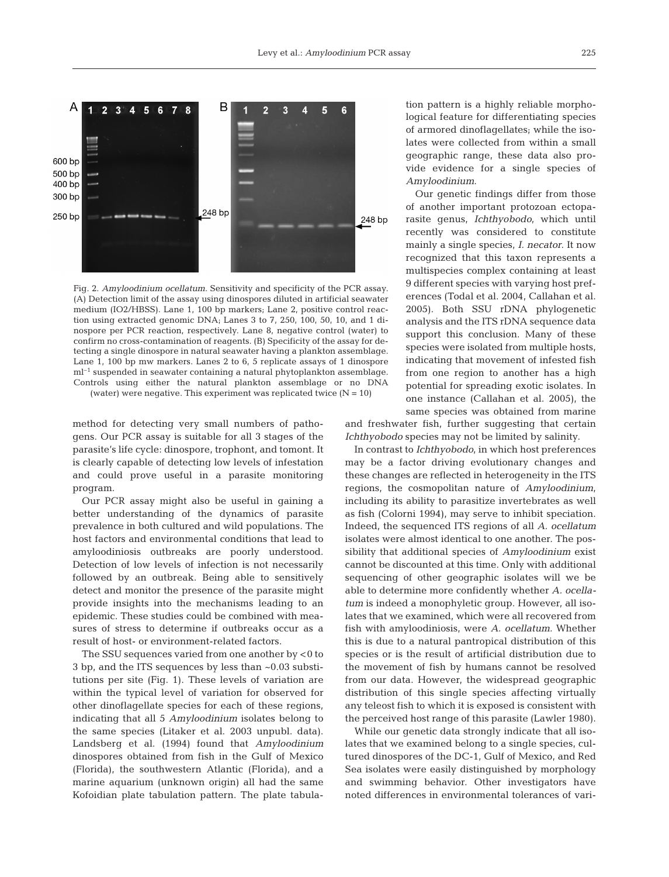Fig. 2. *Amyloodinium ocellatum*. Sensitivity and specificity of the PCR assay. (A) Detection limit of the assay using dinospores diluted in artificial seawater medium (IO2/HBSS). Lane 1, 100 bp markers; Lane 2, positive control reaction using extracted genomic DNA; Lanes 3 to 7, 250, 100, 50, 10, and 1 dinospore per PCR reaction, respectively. Lane 8, negative control (water) to confirm no cross-contamination of reagents. (B) Specificity of the assay for detecting a single dinospore in natural seawater having a plankton assemblage. Lane 1, 100 bp mw markers. Lanes 2 to 6, 5 replicate assays of 1 dinospore $ml^{-1}$ suspended in seawater containing a natural phytoplankton assemblage. Controls using either the natural plankton assemblage or no DNA (water) were negative. This experiment was replicated twice (N = 10)

method for detecting very small numbers of pathogens. Our PCR assay is suitable for all 3 stages of the parasite's life cycle: dinospore, trophont, and tomont. It is clearly capable of detecting low levels of infestation and could prove useful in a parasite monitoring program.

Our PCR assay might also be useful in gaining a better understanding of the dynamics of parasite prevalence in both cultured and wild populations. The host factors and environmental conditions that lead to amyloodiniosis outbreaks are poorly understood. Detection of low levels of infection is not necessarily followed by an outbreak. Being able to sensitively detect and monitor the presence of the parasite might provide insights into the mechanisms leading to an epidemic. These studies could be combined with measures of stress to determine if outbreaks occur as a result of host- or environment-related factors.

The SSU sequences varied from one another by <0 to 3 bp, and the ITS sequences by less than ~0.03 substitutions per site (Fig. 1). These levels of variation are within the typical level of variation for observed for other dinoflagellate species for each of these regions, indicating that all 5 *Amyloodinium* isolates belong to the same species (Litaker et al. 2003 unpubl. data). Landsberg et al. (1994) found that *Amyloodinium* dinospores obtained from fish in the Gulf of Mexico (Florida), the southwestern Atlantic (Florida), and a marine aquarium (unknown origin) all had the same Kofoidian plate tabulation pattern. The plate tabulation pattern is a highly reliable morphological feature for differentiating species of armored dinoflagellates; while the isolates were collected from within a small geographic range, these data also provide evidence for a single species of *Amyloodinium*.

Our genetic findings differ from those of another important protozoan ectoparasite genus, *Ichthyobodo*, which until recently was considered to constitute mainly a single species, *I. necator*. It now recognized that this taxon represents a multispecies complex containing at least 9 different species with varying host preferences (Todal et al. 2004, Callahan et al. 2005). Both SSU rDNA phylogenetic analysis and the ITS rDNA sequence data support this conclusion. Many of these species were isolated from multiple hosts, indicating that movement of infested fish from one region to another has a high potential for spreading exotic isolates. In one instance (Callahan et al. 2005), the same species was obtained from marine and freshwater fish, further suggesting that certain *Ichthyobodo* species may not be limited by salinity.

In contrast to *Ichthyobodo*, in which host preferences may be a factor driving evolutionary changes and these changes are reflected in heterogeneity in the ITS regions, the cosmopolitan nature of *Amyloodinium*, including its ability to parasitize invertebrates as well as fish (Colorni 1994), may serve to inhibit speciation. Indeed, the sequenced ITS regions of all *A. ocellatum* isolates were almost identical to one another. The possibility that additional species of *Amyloodinium* exist cannot be discounted at this time. Only with additional sequencing of other geographic isolates will we be able to determine more confidently whether *A. ocellatum* is indeed a monophyletic group. However, all isolates that we examined, which were all recovered from fish with amyloodiniosis, were *A. ocellatum*. Whether this is due to a natural pantropical distribution of this species or is the result of artificial distribution due to the movement of fish by humans cannot be resolved from our data. However, the widespread geographic distribution of this single species affecting virtually any teleost fish to which it is exposed is consistent with the perceived host range of this parasite (Lawler 1980).

While our genetic data strongly indicate that all isolates that we examined belong to a single species, cultured dinospores of the DC-1, Gulf of Mexico, and Red Sea isolates were easily distinguished by morphology and swimming behavior. Other investigators have noted differences in environmental tolerances of vari-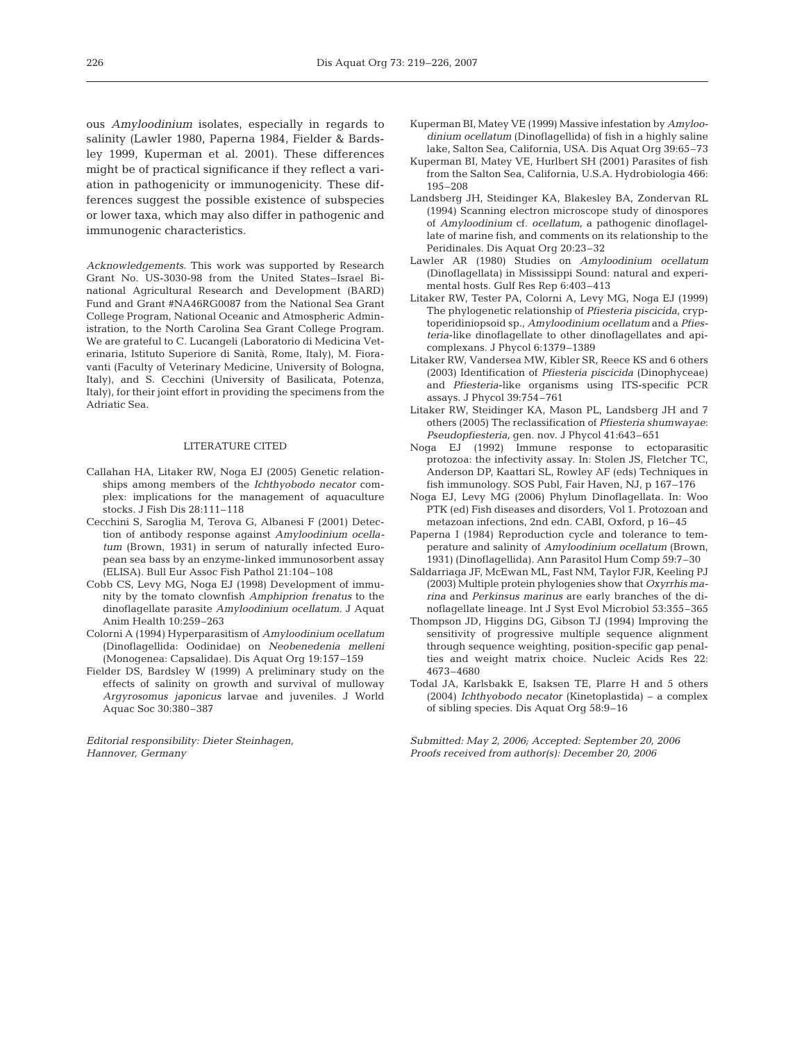ous *Amyloodinium* isolates, especially in regards to salinity (Lawler 1980, Paperna 1984, Fielder & Bardsley 1999, Kuperman et al. 2001). These differences might be of practical significance if they reflect a variation in pathogenicity or immunogenicity. These differences suggest the possible existence of subspecies or lower taxa, which may also differ in pathogenic and immunogenic characteristics.

*Acknowledgements.* This work was supported by Research Grant No. US-3030-98 from the United States–Israel Binational Agricultural Research and Development (BARD) Fund and Grant #NA46RG0087 from the National Sea Grant College Program, National Oceanic and Atmospheric Administration, to the North Carolina Sea Grant College Program. We are grateful to C. Lucangeli (Laboratorio di Medicina Veterinaria, Istituto Superiore di Sanità, Rome, Italy), M. Fioravanti (Faculty of Veterinary Medicine, University of Bologna, Italy), and S. Cecchini (University of Basilicata, Potenza, Italy), for their joint effort in providing the specimens from the Adriatic Sea.

## LITERATURE CITED

Callahan HA, Litaker RW, Noga EJ (2005) Genetic relationships among members of the *Ichthyobodo necator* complex: implications for the management of aquaculture stocks. J Fish Dis 28:111–118

Cecchini S, Saroglia M, Terova G, Albanesi F (2001) Detection of antibody response against *Amyloodinium ocellatum* (Brown, 1931) in serum of naturally infected European sea bass by an enzyme-linked immunosorbent assay (ELISA). Bull Eur Assoc Fish Pathol 21:104–108

Cobb CS, Levy MG, Noga EJ (1998) Development of immunity by the tomato clownfish *Amphiprion frenatus* to the dinoflagellate parasite *Amyloodinium ocellatum*. J Aquat Anim Health 10:259–263

Colorni A (1994) Hyperparasitism of *Amyloodinium ocellatum* (Dinoflagellida: Oodinidae) on *Neobenedenia melleni* (Monogenea: Capsalidae). Dis Aquat Org 19:157–159

Fielder DS, Bardsley W (1999) A preliminary study on the effects of salinity on growth and survival of mulloway *Argyrosomus japonicus* larvae and juveniles. J World Aquac Soc 30:380–387

Kuperman BI, Matey VE (1999) Massive infestation by *Amyloodinium ocellatum* (Dinoflagellida) of fish in a highly saline lake, Salton Sea, California, USA. Dis Aquat Org 39:65–73

Kuperman BI, Matey VE, Hurlbert SH (2001) Parasites of fish from the Salton Sea, California, U.S.A. Hydrobiologia 466: 195–208

Landsberg JH, Steidinger KA, Blakesley BA, Zondervan RL (1994) Scanning electron microscope study of dinospores of *Amyloodinium* cf. *ocellatum*, a pathogenic dinoflagellate of marine fish, and comments on its relationship to the Peridinales. Dis Aquat Org 20:23–32

Lawler AR (1980) Studies on *Amyloodinium ocellatum* (Dinoflagellata) in Mississippi Sound: natural and experimental hosts. Gulf Res Rep 6:403–413

Litaker RW, Tester PA, Colorni A, Levy MG, Noga EJ (1999) The phylogenetic relationship of *Pfiesteria piscicida*, cryptoperidiniopsoid sp., *Amyloodinium ocellatum* and a *Pfiesteria*-like dinoflagellate to other dinoflagellates and apicomplexans. J Phycol 6:1379–1389

Litaker RW, Vandersea MW, Kibler SR, Reece KS and 6 others (2003) Identification of *Pfiesteria piscicida* (Dinophyceae) and *Pfiesteria*-like organisms using ITS-specific PCR assays. J Phycol 39:754–761

Litaker RW, Steidinger KA, Mason PL, Landsberg JH and 7 others (2005) The reclassification of *Pfiesteria shumwayae*: *Pseudopfiesteria*, gen. nov. J Phycol 41:643–651

Noga EJ (1992) Immune response to ectoparasitic protozoa: the infectivity assay. In: Stolen JS, Fletcher TC, Anderson DP, Kaattari SL, Rowley AF (eds) Techniques in fish immunology. SOS Publ, Fair Haven, NJ, p 167–176

Noga EJ, Levy MG (2006) Phylum Dinoflagellata. In: Woo PTK (ed) Fish diseases and disorders, Vol 1. Protozoan and metazoan infections, 2nd edn. CABI, Oxford, p 16–45

Paperna I (1984) Reproduction cycle and tolerance to temperature and salinity of *Amyloodinium ocellatum* (Brown, 1931) (Dinoflagellida). Ann Parasitol Hum Comp 59:7–30

Saldarriaga JF, McEwan ML, Fast NM, Taylor FJR, Keeling PJ (2003) Multiple protein phylogenies show that *Oxyrrhis marina* and *Perkinsus marinus* are early branches of the dinoflagellate lineage. Int J Syst Evol Microbiol 53:355–365

Thompson JD, Higgins DG, Gibson TJ (1994) Improving the sensitivity of progressive multiple sequence alignment through sequence weighting, position-specific gap penalties and weight matrix choice. Nucleic Acids Res 22: 4673–4680

Todal JA, Karlsbakk E, Isaksen TE, Plarre H and 5 others (2004) *Ichthyobodo necator* (Kinetoplastida) – a complex of sibling species. Dis Aquat Org 58:9–16

*Editorial responsibility: Dieter Steinhagen, Hannover, Germany*

*Submitted: May 2, 2006; Accepted: September 20, 2006*
*Proofs received from author(s): December 20, 2006*